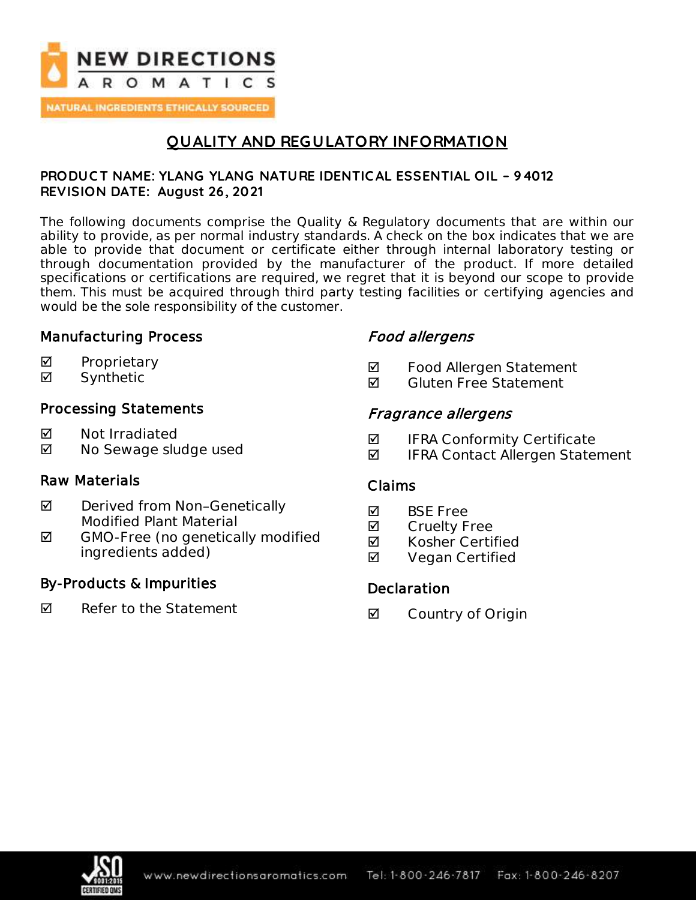NEW DIRECTIONS AROMATICS

NATURAL INGREDIENTS ETHICALLY SOURCED

# QUALITY AND REGULATORY INFORMATION

**PRODUCT NAME: YLANG YLANG NATURE IDENTICAL ESSENTIAL OIL – 94012**
**REVISION DATE: August 26, 2021**

The following documents comprise the Quality & Regulatory documents that are within our ability to provide, as per normal industry standards. A check on the box indicates that we are able to provide that document or certificate either through internal laboratory testing or through documentation provided by the manufacturer of the product. If more detailed specifications or certifications are required, we regret that it is beyond our scope to provide them. This must be acquired through third party testing facilities or certifying agencies and would be the sole responsibility of the customer.

## Manufacturing Process

- ☑ Proprietary
- ☑ Synthetic

## Processing Statements

- ☑ Not Irradiated
- ☑ No Sewage sludge used

## Raw Materials

- ☑ Derived from Non–Genetically Modified Plant Material
- ☑ GMO-Free (no genetically modified ingredients added)

## By-Products & Impurities

- ☑ Refer to the Statement

## *Food allergens*

- ☑ Food Allergen Statement
- ☑ Gluten Free Statement

## *Fragrance allergens*

- ☑ IFRA Conformity Certificate
- ☑ IFRA Contact Allergen Statement

## Claims

- ☑ BSE Free
- ☑ Cruelty Free
- ☑ Kosher Certified
- ☑ Vegan Certified

## Declaration

- ☑ Country of Origin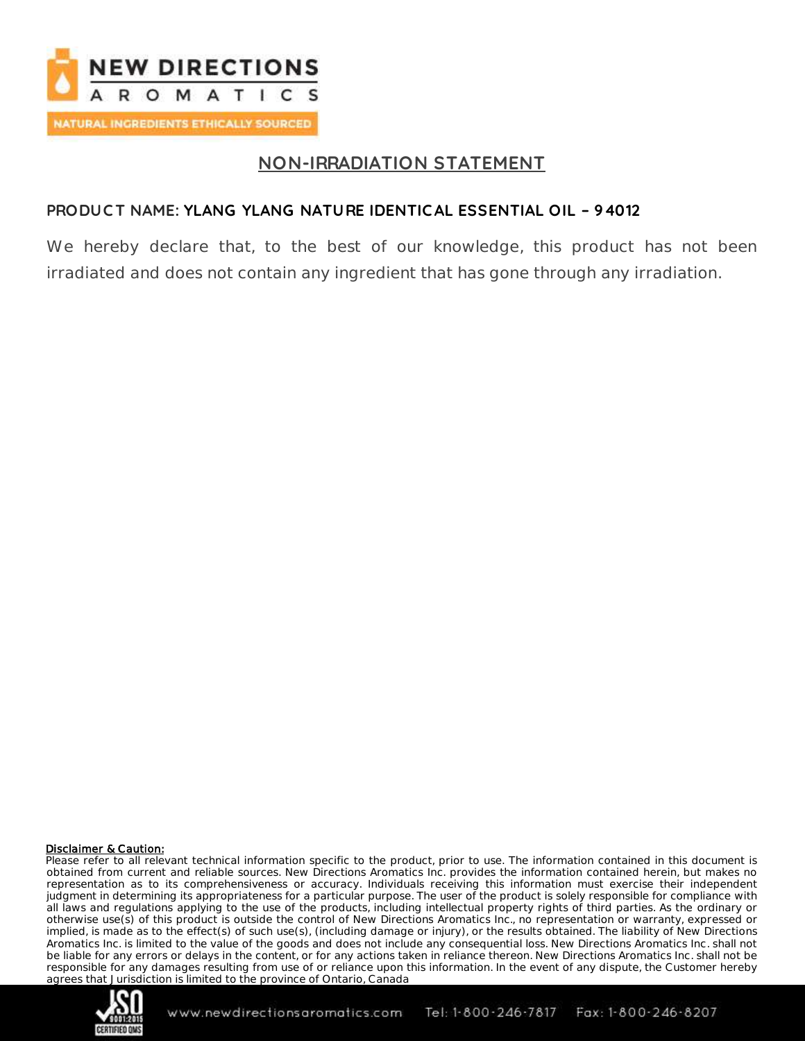## NON-IRRADIATION STATEMENT

**PRODUCT NAME: YLANG YLANG NATURE IDENTICAL ESSENTIAL OIL – 94012**

We hereby declare that, to the best of our knowledge, this product has not been irradiated and does not contain any ingredient that has gone through any irradiation.

**Disclaimer & Caution:**
Please refer to all relevant technical information specific to the product, prior to use. The information contained in this document is obtained from current and reliable sources. New Directions Aromatics Inc. provides the information contained herein, but makes no representation as to its comprehensiveness or accuracy. Individuals receiving this information must exercise their independent judgment in determining its appropriateness for a particular purpose. The user of the product is solely responsible for compliance with all laws and regulations applying to the use of the products, including intellectual property rights of third parties. As the ordinary or otherwise use(s) of this product is outside the control of New Directions Aromatics Inc., no representation or warranty, expressed or implied, is made as to the effect(s) of such use(s), (including damage or injury), or the results obtained. The liability of New Directions Aromatics Inc. is limited to the value of the goods and does not include any consequential loss. New Directions Aromatics Inc. shall not be liable for any errors or delays in the content, or for any actions taken in reliance thereon. New Directions Aromatics Inc. shall not be responsible for any damages resulting from use of or reliance upon this information. In the event of any dispute, the Customer hereby agrees that Jurisdiction is limited to the province of Ontario, Canada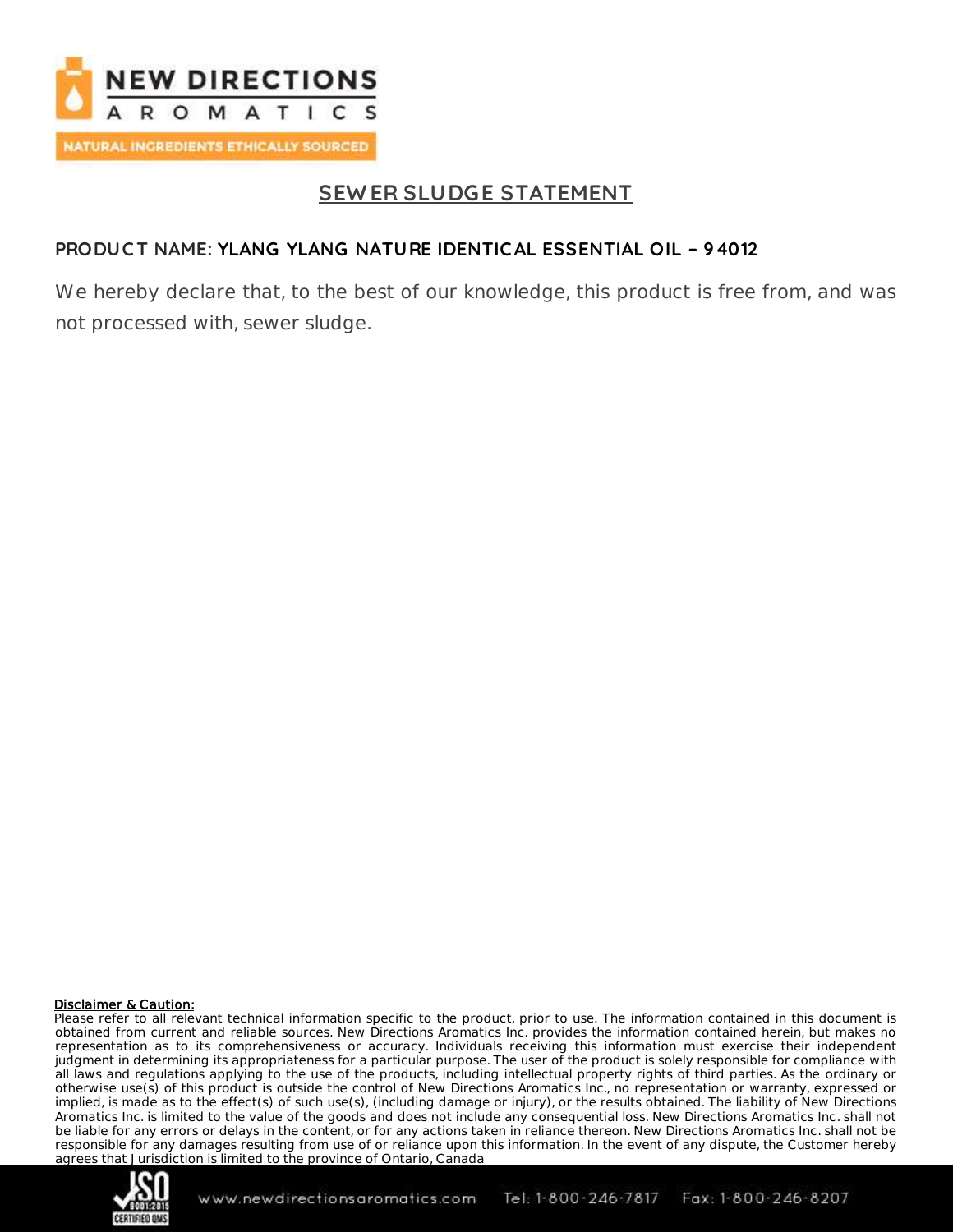# SEWER SLUDGE STATEMENT

**PRODUCT NAME: YLANG YLANG NATURE IDENTICAL ESSENTIAL OIL – 94012**

We hereby declare that, to the best of our knowledge, this product is free from, and was not processed with, sewer sludge.

**Disclaimer & Caution:**
Please refer to all relevant technical information specific to the product, prior to use. The information contained in this document is obtained from current and reliable sources. New Directions Aromatics Inc. provides the information contained herein, but makes no representation as to its comprehensiveness or accuracy. Individuals receiving this information must exercise their independent judgment in determining its appropriateness for a particular purpose. The user of the product is solely responsible for compliance with all laws and regulations applying to the use of the products, including intellectual property rights of third parties. As the ordinary or otherwise use(s) of this product is outside the control of New Directions Aromatics Inc., no representation or warranty, expressed or implied, is made as to the effect(s) of such use(s), (including damage or injury), or the results obtained. The liability of New Directions Aromatics Inc. is limited to the value of the goods and does not include any consequential loss. New Directions Aromatics Inc. shall not be liable for any errors or delays in the content, or for any actions taken in reliance thereon. New Directions Aromatics Inc. shall not be responsible for any damages resulting from use of or reliance upon this information. In the event of any dispute, the Customer hereby agrees that Jurisdiction is limited to the province of Ontario, Canada

www.newdirectionsaromatics.com Tel: 1-800-246-7817 Fax: 1-800-246-8207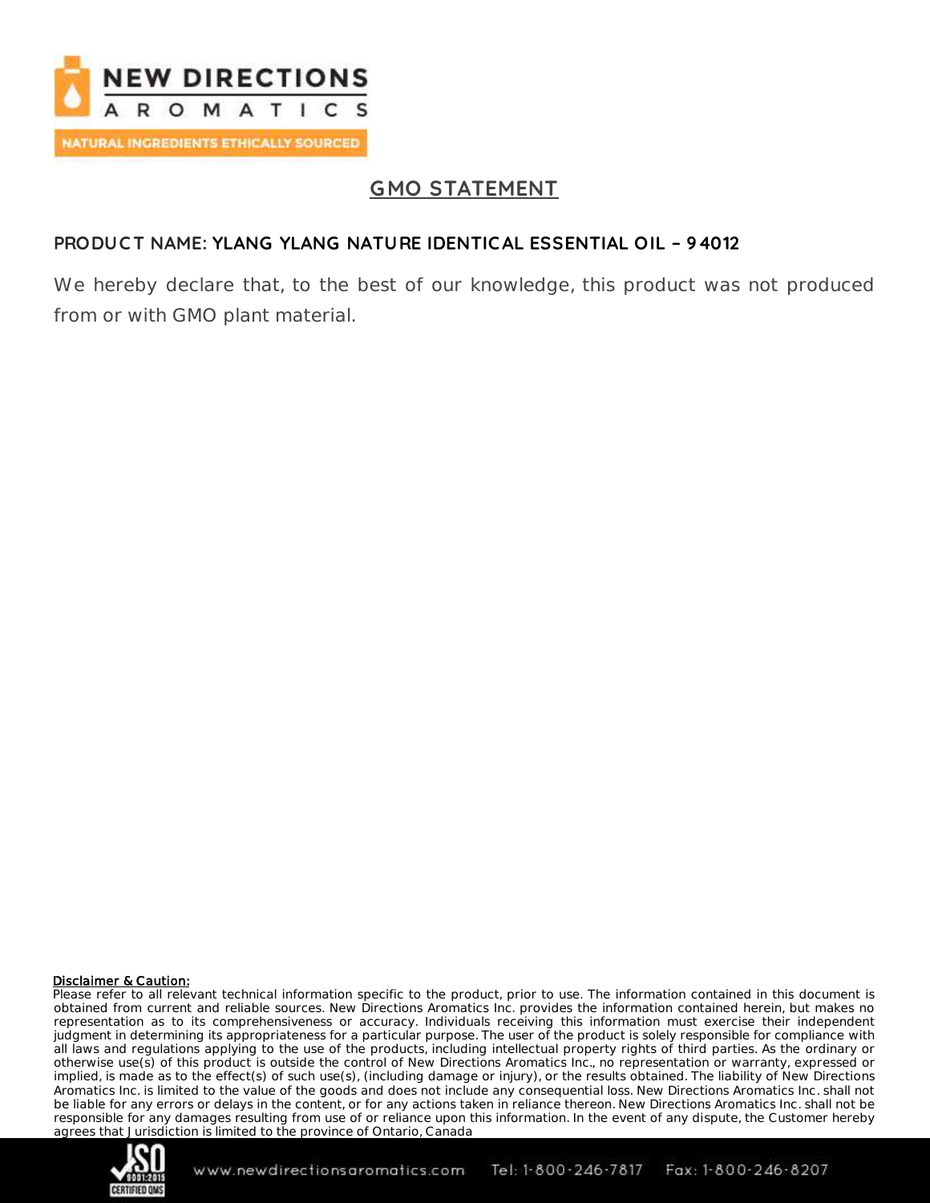# GMO STATEMENT

**PRODUCT NAME: YLANG YLANG NATURE IDENTICAL ESSENTIAL OIL – 94012**

We hereby declare that, to the best of our knowledge, this product was not produced from or with GMO plant material.

**Disclaimer & Caution:**

Please refer to all relevant technical information specific to the product, prior to use. The information contained in this document is obtained from current and reliable sources. New Directions Aromatics Inc. provides the information contained herein, but makes no representation as to its comprehensiveness or accuracy. Individuals receiving this information must exercise their independent judgment in determining its appropriateness for a particular purpose. The user of the product is solely responsible for compliance with all laws and regulations applying to the use of the products, including intellectual property rights of third parties. As the ordinary or otherwise use(s) of this product is outside the control of New Directions Aromatics Inc., no representation or warranty, expressed or implied, is made as to the effect(s) of such use(s), (including damage or injury), or the results obtained. The liability of New Directions Aromatics Inc. is limited to the value of the goods and does not include any consequential loss. New Directions Aromatics Inc. shall not be liable for any errors or delays in the content, or for any actions taken in reliance thereon. New Directions Aromatics Inc. shall not be responsible for any damages resulting from use of or reliance upon this information. In the event of any dispute, the Customer hereby agrees that Jurisdiction is limited to the province of Ontario, Canada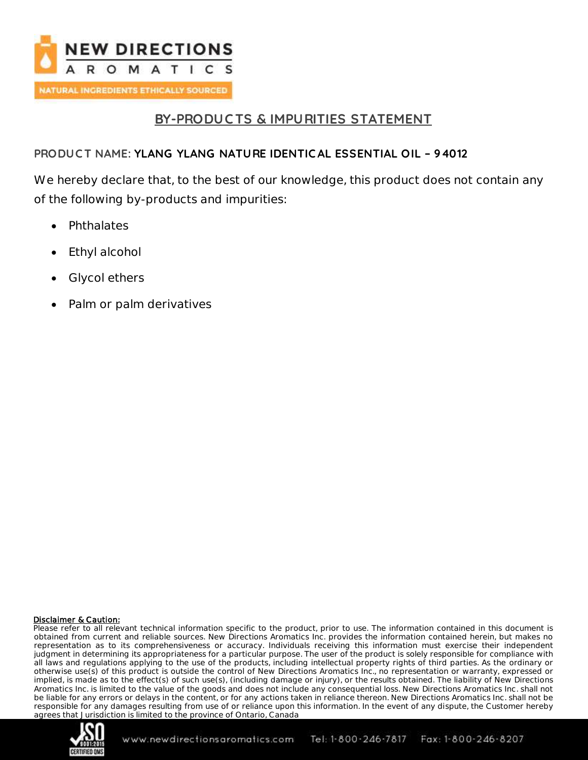# BY-PRODUCTS & IMPURITIES STATEMENT

**PRODUCT NAME: YLANG YLANG NATURE IDENTICAL ESSENTIAL OIL – 94012**

We hereby declare that, to the best of our knowledge, this product does not contain any of the following by-products and impurities:

- Phthalates
- Ethyl alcohol
- Glycol ethers
- Palm or palm derivatives

**Disclaimer & Caution:**

Please refer to all relevant technical information specific to the product, prior to use. The information contained in this document is obtained from current and reliable sources. New Directions Aromatics Inc. provides the information contained herein, but makes no representation as to its comprehensiveness or accuracy. Individuals receiving this information must exercise their independent judgment in determining its appropriateness for a particular purpose. The user of the product is solely responsible for compliance with all laws and regulations applying to the use of the products, including intellectual property rights of third parties. As the ordinary or otherwise use(s) of this product is outside the control of New Directions Aromatics Inc., no representation or warranty, expressed or implied, is made as to the effect(s) of such use(s), (including damage or injury), or the results obtained. The liability of New Directions Aromatics Inc. is limited to the value of the goods and does not include any consequential loss. New Directions Aromatics Inc. shall not be liable for any errors or delays in the content, or for any actions taken in reliance thereon. New Directions Aromatics Inc. shall not be responsible for any damages resulting from use of or reliance upon this information. In the event of any dispute, the Customer hereby agrees that Jurisdiction is limited to the province of Ontario, Canada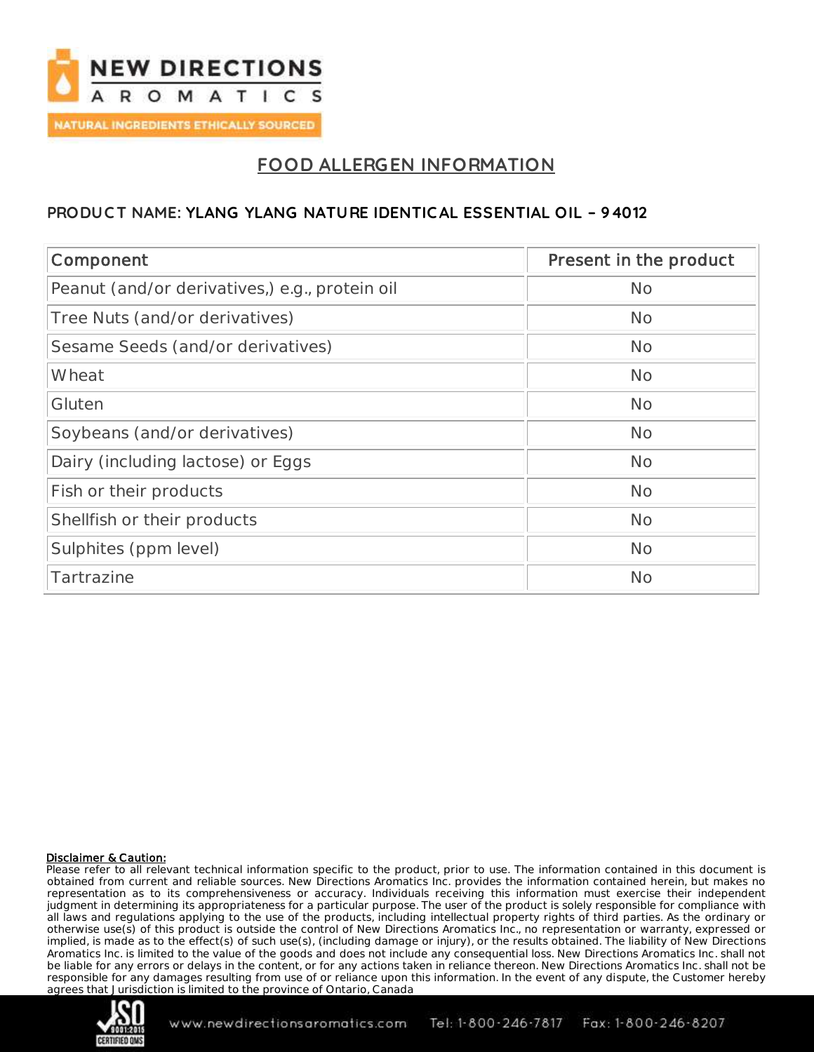# FOOD ALLERGEN INFORMATION

**PRODUCT NAME: YLANG YLANG NATURE IDENTICAL ESSENTIAL OIL – 94012**

| Component | Present in the product |
|---|---|
| Peanut (and/or derivatives,) e.g., protein oil | No |
| Tree Nuts (and/or derivatives) | No |
| Sesame Seeds (and/or derivatives) | No |
| Wheat | No |
| Gluten | No |
| Soybeans (and/or derivatives) | No |
| Dairy (including lactose) or Eggs | No |
| Fish or their products | No |
| Shellfish or their products | No |
| Sulphites (ppm level) | No |
| Tartrazine | No |

**Disclaimer & Caution:**
Please refer to all relevant technical information specific to the product, prior to use. The information contained in this document is obtained from current and reliable sources. New Directions Aromatics Inc. provides the information contained herein, but makes no representation as to its comprehensiveness or accuracy. Individuals receiving this information must exercise their independent judgment in determining its appropriateness for a particular purpose. The user of the product is solely responsible for compliance with all laws and regulations applying to the use of the products, including intellectual property rights of third parties. As the ordinary or otherwise use(s) of this product is outside the control of New Directions Aromatics Inc., no representation or warranty, expressed or implied, is made as to the effect(s) of such use(s), (including damage or injury), or the results obtained. The liability of New Directions Aromatics Inc. is limited to the value of the goods and does not include any consequential loss. New Directions Aromatics Inc. shall not be liable for any errors or delays in the content, or for any actions taken in reliance thereon. New Directions Aromatics Inc. shall not be responsible for any damages resulting from use of or reliance upon this information. In the event of any dispute, the Customer hereby agrees that Jurisdiction is limited to the province of Ontario, Canada

www.newdirectionsaromatics.com Tel: 1-800-246-7817 Fax: 1-800-246-8207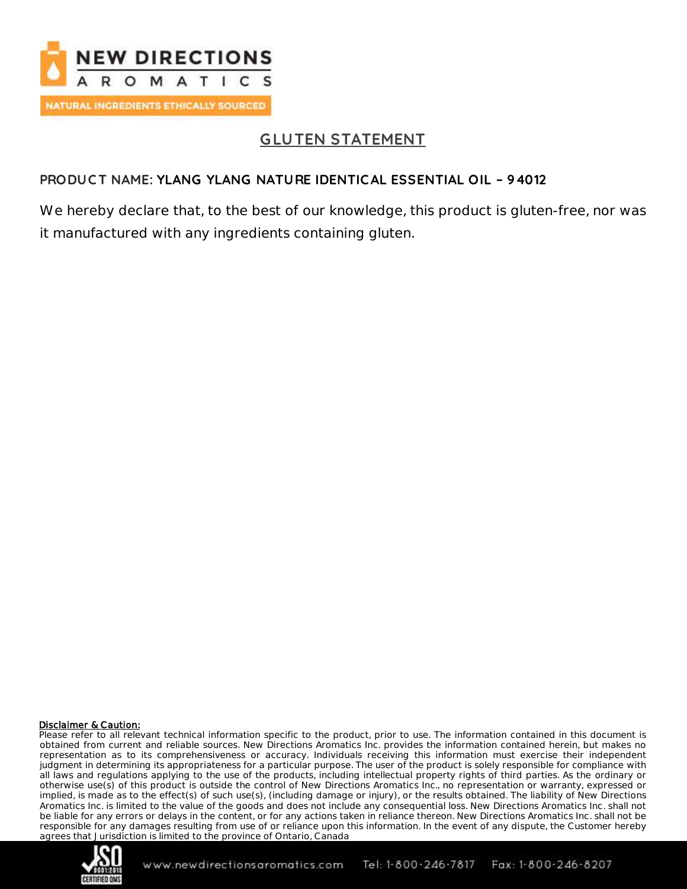# GLUTEN STATEMENT

**PRODUCT NAME: YLANG YLANG NATURE IDENTICAL ESSENTIAL OIL – 94012**

We hereby declare that, to the best of our knowledge, this product is gluten-free, nor was it manufactured with any ingredients containing gluten.

**Disclaimer & Caution:**
Please refer to all relevant technical information specific to the product, prior to use. The information contained in this document is obtained from current and reliable sources. New Directions Aromatics Inc. provides the information contained herein, but makes no representation as to its comprehensiveness or accuracy. Individuals receiving this information must exercise their independent judgment in determining its appropriateness for a particular purpose. The user of the product is solely responsible for compliance with all laws and regulations applying to the use of the products, including intellectual property rights of third parties. As the ordinary or otherwise use(s) of this product is outside the control of New Directions Aromatics Inc., no representation or warranty, expressed or implied, is made as to the effect(s) of such use(s), (including damage or injury), or the results obtained. The liability of New Directions Aromatics Inc. is limited to the value of the goods and does not include any consequential loss. New Directions Aromatics Inc. shall not be liable for any errors or delays in the content, or for any actions taken in reliance thereon. New Directions Aromatics Inc. shall not be responsible for any damages resulting from use of or reliance upon this information. In the event of any dispute, the Customer hereby agrees that Jurisdiction is limited to the province of Ontario, Canada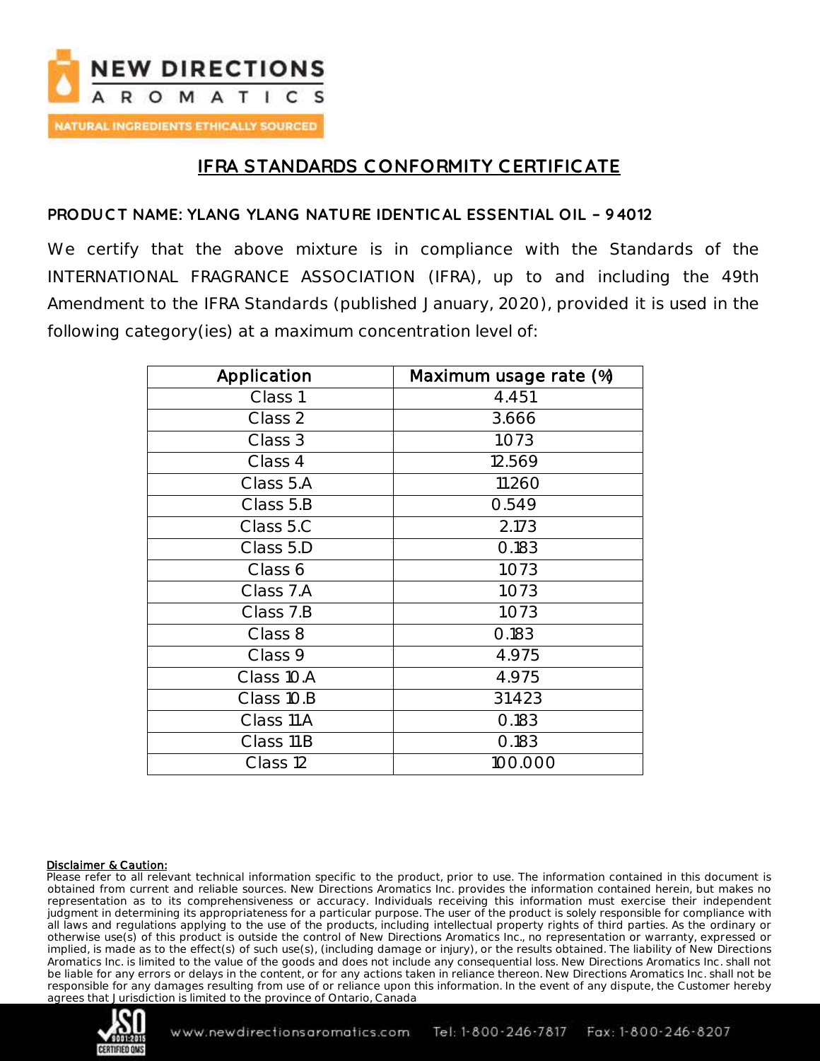# IFRA STANDARDS CONFORMITY CERTIFICATE

**PRODUCT NAME: YLANG YLANG NATURE IDENTICAL ESSENTIAL OIL – 94012**

We certify that the above mixture is in compliance with the Standards of the INTERNATIONAL FRAGRANCE ASSOCIATION (IFRA), up to and including the 49th Amendment to the IFRA Standards (published January, 2020), provided it is used in the following category(ies) at a maximum concentration level of:

| Application | Maximum usage rate (%) |
| --- | --- |
| Class 1 | 4.451 |
| Class 2 | 3.666 |
| Class 3 | 1.073 |
| Class 4 | 12.569 |
| Class 5.A | 11.260 |
| Class 5.B | 0.549 |
| Class 5.C | 2.173 |
| Class 5.D | 0.183 |
| Class 6 | 1.073 |
| Class 7.A | 1.073 |
| Class 7.B | 1.073 |
| Class 8 | 0.183 |
| Class 9 | 4.975 |
| Class 10.A | 4.975 |
| Class 10.B | 31.423 |
| Class 11.A | 0.183 |
| Class 11.B | 0.183 |
| Class 12 | 100.000 |

**Disclaimer & Caution:**
Please refer to all relevant technical information specific to the product, prior to use. The information contained in this document is obtained from current and reliable sources. New Directions Aromatics Inc. provides the information contained herein, but makes no representation as to its comprehensiveness or accuracy. Individuals receiving this information must exercise their independent judgment in determining its appropriateness for a particular purpose. The user of the product is solely responsible for compliance with all laws and regulations applying to the use of the products, including intellectual property rights of third parties. As the ordinary or otherwise use(s) of this product is outside the control of New Directions Aromatics Inc., no representation or warranty, expressed or implied, is made as to the effect(s) of such use(s), (including damage or injury), or the results obtained. The liability of New Directions Aromatics Inc. is limited to the value of the goods and does not include any consequential loss. New Directions Aromatics Inc. shall not be liable for any errors or delays in the content, or for any actions taken in reliance thereon. New Directions Aromatics Inc. shall not be responsible for any damages resulting from use of or reliance upon this information. In the event of any dispute, the Customer hereby agrees that Jurisdiction is limited to the province of Ontario, Canada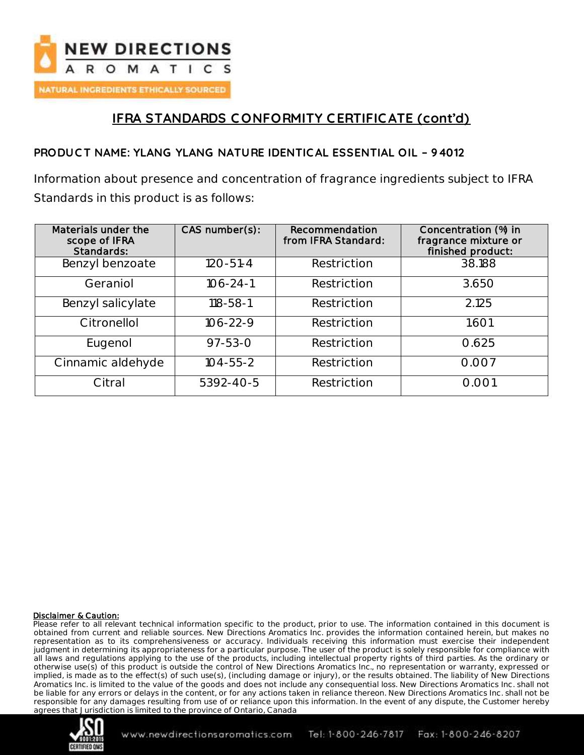## IFRA STANDARDS CONFORMITY CERTIFICATE (cont'd)

**PRODUCT NAME: YLANG YLANG NATURE IDENTICAL ESSENTIAL OIL – 94012**

Information about presence and concentration of fragrance ingredients subject to IFRA Standards in this product is as follows:

| Materials under the scope of IFRA Standards: | CAS number(s): | Recommendation from IFRA Standard: | Concentration (%) in fragrance mixture or finished product: |
| --- | --- | --- | --- |
| Benzyl benzoate | 120-51-4 | Restriction | 38.188 |
| Geraniol | 106-24-1 | Restriction | 3.650 |
| Benzyl salicylate | 118-58-1 | Restriction | 2.125 |
| Citronellol | 106-22-9 | Restriction | 1.601 |
| Eugenol | 97-53-0 | Restriction | 0.625 |
| Cinnamic aldehyde | 104-55-2 | Restriction | 0.007 |
| Citral | 5392-40-5 | Restriction | 0.001 |

**Disclaimer & Caution:**
Please refer to all relevant technical information specific to the product, prior to use. The information contained in this document is obtained from current and reliable sources. New Directions Aromatics Inc. provides the information contained herein, but makes no representation as to its comprehensiveness or accuracy. Individuals receiving this information must exercise their independent judgment in determining its appropriateness for a particular purpose. The user of the product is solely responsible for compliance with all laws and regulations applying to the use of the products, including intellectual property rights of third parties. As the ordinary or otherwise use(s) of this product is outside the control of New Directions Aromatics Inc., no representation or warranty, expressed or implied, is made as to the effect(s) of such use(s), (including damage or injury), or the results obtained. The liability of New Directions Aromatics Inc. is limited to the value of the goods and does not include any consequential loss. New Directions Aromatics Inc. shall not be liable for any errors or delays in the content, or for any actions taken in reliance thereon. New Directions Aromatics Inc. shall not be responsible for any damages resulting from use of or reliance upon this information. In the event of any dispute, the Customer hereby agrees that Jurisdiction is limited to the province of Ontario, Canada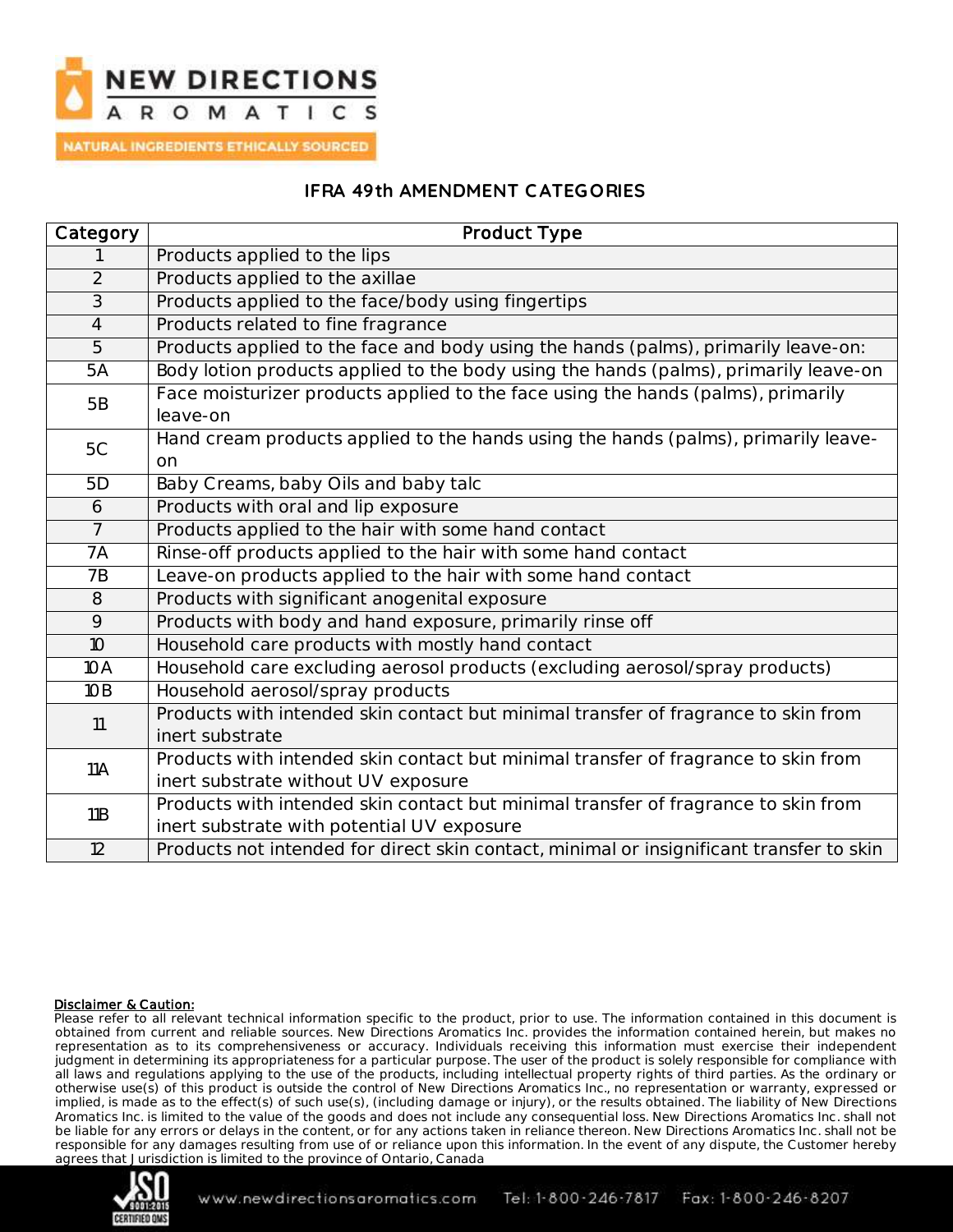# IFRA 49th AMENDMENT CATEGORIES

| Category | Product Type |
|---|---|
| 1 | Products applied to the lips |
| 2 | Products applied to the axillae |
| 3 | Products applied to the face/body using fingertips |
| 4 | Products related to fine fragrance |
| 5 | Products applied to the face and body using the hands (palms), primarily leave-on: |
| 5A | Body lotion products applied to the body using the hands (palms), primarily leave-on |
| 5B | Face moisturizer products applied to the face using the hands (palms), primarily leave-on |
| 5C | Hand cream products applied to the hands using the hands (palms), primarily leave-on |
| 5D | Baby Creams, baby Oils and baby talc |
| 6 | Products with oral and lip exposure |
| 7 | Products applied to the hair with some hand contact |
| 7A | Rinse-off products applied to the hair with some hand contact |
| 7B | Leave-on products applied to the hair with some hand contact |
| 8 | Products with significant anogenital exposure |
| 9 | Products with body and hand exposure, primarily rinse off |
| 10 | Household care products with mostly hand contact |
| 10 A | Household care excluding aerosol products (excluding aerosol/spray products) |
| 10 B | Household aerosol/spray products |
| 11 | Products with intended skin contact but minimal transfer of fragrance to skin from inert substrate |
| 11A | Products with intended skin contact but minimal transfer of fragrance to skin from inert substrate without UV exposure |
| 11B | Products with intended skin contact but minimal transfer of fragrance to skin from inert substrate with potential UV exposure |
| 12 | Products not intended for direct skin contact, minimal or insignificant transfer to skin |

**Disclaimer & Caution:**
Please refer to all relevant technical information specific to the product, prior to use. The information contained in this document is obtained from current and reliable sources. New Directions Aromatics Inc. provides the information contained herein, but makes no representation as to its comprehensiveness or accuracy. Individuals receiving this information must exercise their independent judgment in determining its appropriateness for a particular purpose. The user of the product is solely responsible for compliance with all laws and regulations applying to the use of the products, including intellectual property rights of third parties. As the ordinary or otherwise use(s) of this product is outside the control of New Directions Aromatics Inc., no representation or warranty, expressed or implied, is made as to the effect(s) of such use(s), (including damage or injury), or the results obtained. The liability of New Directions Aromatics Inc. is limited to the value of the goods and does not include any consequential loss. New Directions Aromatics Inc. shall not be liable for any errors or delays in the content, or for any actions taken in reliance thereon. New Directions Aromatics Inc. shall not be responsible for any damages resulting from use of or reliance upon this information. In the event of any dispute, the Customer hereby agrees that Jurisdiction is limited to the province of Ontario, Canada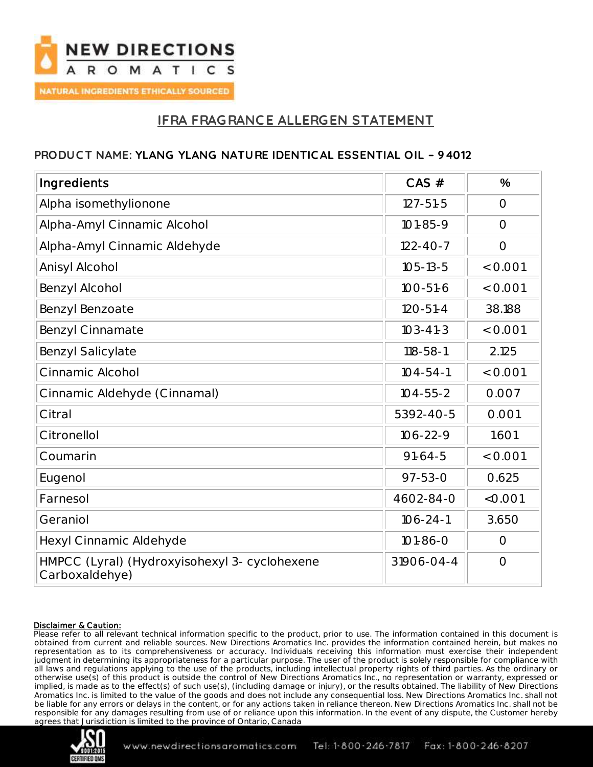NEW DIRECTIONS AROMATICS

NATURAL INGREDIENTS ETHICALLY SOURCED

## IFRA FRAGRANCE ALLERGEN STATEMENT

**PRODUCT NAME: YLANG YLANG NATURE IDENTICAL ESSENTIAL OIL – 94012**

| Ingredients | CAS # | % |
|---|---|---|
| Alpha isomethylionone | 127-51-5 | 0 |
| Alpha-Amyl Cinnamic Alcohol | 101-85-9 | 0 |
| Alpha-Amyl Cinnamic Aldehyde | 122-40-7 | 0 |
| Anisyl Alcohol | 105-13-5 | <0.001 |
| Benzyl Alcohol | 100-51-6 | <0.001 |
| Benzyl Benzoate | 120-51-4 | 38.188 |
| Benzyl Cinnamate | 103-41-3 | <0.001 |
| Benzyl Salicylate | 118-58-1 | 2.125 |
| Cinnamic Alcohol | 104-54-1 | <0.001 |
| Cinnamic Aldehyde (Cinnamal) | 104-55-2 | 0.007 |
| Citral | 5392-40-5 | 0.001 |
| Citronellol | 106-22-9 | 1.601 |
| Coumarin | 91-64-5 | <0.001 |
| Eugenol | 97-53-0 | 0.625 |
| Farnesol | 4602-84-0 | <0.001 |
| Geraniol | 106-24-1 | 3.650 |
| Hexyl Cinnamic Aldehyde | 101-86-0 | 0 |
| HMPCC (Lyral) (Hydroxyisohexyl 3- cyclohexene Carboxaldehye) | 31906-04-4 | 0 |

**Disclaimer & Caution:**
Please refer to all relevant technical information specific to the product, prior to use. The information contained in this document is obtained from current and reliable sources. New Directions Aromatics Inc. provides the information contained herein, but makes no representation as to its comprehensiveness or accuracy. Individuals receiving this information must exercise their independent judgment in determining its appropriateness for a particular purpose. The user of the product is solely responsible for compliance with all laws and regulations applying to the use of the products, including intellectual property rights of third parties. As the ordinary or otherwise use(s) of this product is outside the control of New Directions Aromatics Inc., no representation or warranty, expressed or implied, is made as to the effect(s) of such use(s), (including damage or injury), or the results obtained. The liability of New Directions Aromatics Inc. is limited to the value of the goods and does not include any consequential loss. New Directions Aromatics Inc. shall not be liable for any errors or delays in the content, or for any actions taken in reliance thereon. New Directions Aromatics Inc. shall not be responsible for any damages resulting from use of or reliance upon this information. In the event of any dispute, the Customer hereby agrees that Jurisdiction is limited to the province of Ontario, Canada

www.newdirectionsaromatics.com Tel: 1-800-246-7817 Fax: 1-800-246-8207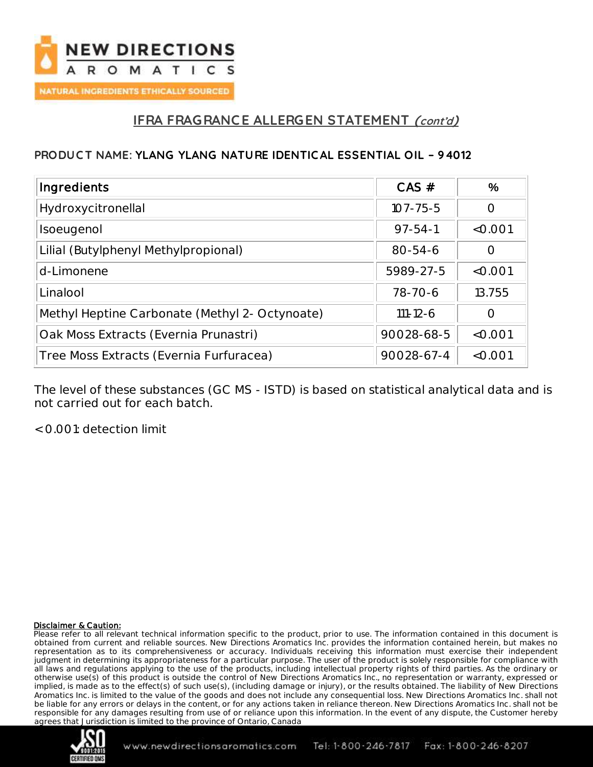## IFRA FRAGRANCE ALLERGEN STATEMENT *(cont'd)*

**PRODUCT NAME: YLANG YLANG NATURE IDENTICAL ESSENTIAL OIL – 94012**

| Ingredients | CAS # | % |
|---|---|---|
| Hydroxycitronellal | 107-75-5 | 0 |
| Isoeugenol | 97-54-1 | <0.001 |
| Lilial (Butylphenyl Methylpropional) | 80-54-6 | 0 |
| d-Limonene | 5989-27-5 | <0.001 |
| Linalool | 78-70-6 | 13.755 |
| Methyl Heptine Carbonate (Methyl 2- Octynoate) | 111-12-6 | 0 |
| Oak Moss Extracts (Evernia Prunastri) | 90028-68-5 | <0.001 |
| Tree Moss Extracts (Evernia Furfuracea) | 90028-67-4 | <0.001 |

The level of these substances (GC MS - ISTD) is based on statistical analytical data and is not carried out for each batch.

< 0.001: detection limit

**Disclaimer & Caution:**
Please refer to all relevant technical information specific to the product, prior to use. The information contained in this document is obtained from current and reliable sources. New Directions Aromatics Inc. provides the information contained herein, but makes no representation as to its comprehensiveness or accuracy. Individuals receiving this information must exercise their independent judgment in determining its appropriateness for a particular purpose. The user of the product is solely responsible for compliance with all laws and regulations applying to the use of the products, including intellectual property rights of third parties. As the ordinary or otherwise use(s) of this product is outside the control of New Directions Aromatics Inc., no representation or warranty, expressed or implied, is made as to the effect(s) of such use(s), (including damage or injury), or the results obtained. The liability of New Directions Aromatics Inc. is limited to the value of the goods and does not include any consequential loss. New Directions Aromatics Inc. shall not be liable for any errors or delays in the content, or for any actions taken in reliance thereon. New Directions Aromatics Inc. shall not be responsible for any damages resulting from use of or reliance upon this information. In the event of any dispute, the Customer hereby agrees that Jurisdiction is limited to the province of Ontario, Canada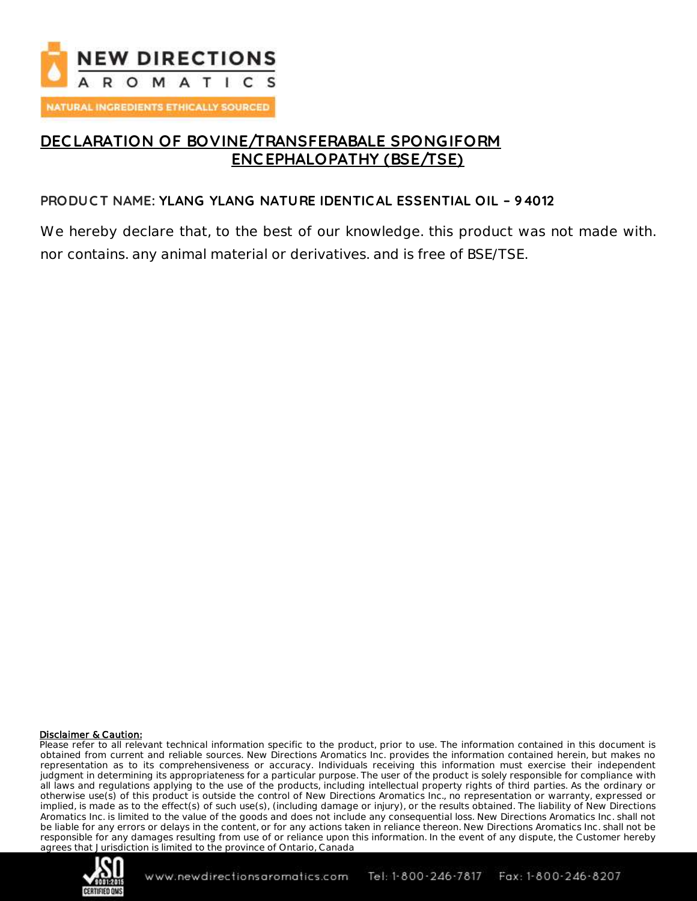NEW DIRECTIONS AROMATICS

NATURAL INGREDIENTS ETHICALLY SOURCED

## DECLARATION OF BOVINE/TRANSFERABALE SPONGIFORM ENCEPHALOPATHY (BSE/TSE)

**PRODUCT NAME: YLANG YLANG NATURE IDENTICAL ESSENTIAL OIL – 94012**

We hereby declare that, to the best of our knowledge. this product was not made with. nor contains. any animal material or derivatives. and is free of BSE/TSE.

**Disclaimer & Caution:**
Please refer to all relevant technical information specific to the product, prior to use. The information contained in this document is obtained from current and reliable sources. New Directions Aromatics Inc. provides the information contained herein, but makes no representation as to its comprehensiveness or accuracy. Individuals receiving this information must exercise their independent judgment in determining its appropriateness for a particular purpose. The user of the product is solely responsible for compliance with all laws and regulations applying to the use of the products, including intellectual property rights of third parties. As the ordinary or otherwise use(s) of this product is outside the control of New Directions Aromatics Inc., no representation or warranty, expressed or implied, is made as to the effect(s) of such use(s), (including damage or injury), or the results obtained. The liability of New Directions Aromatics Inc. is limited to the value of the goods and does not include any consequential loss. New Directions Aromatics Inc. shall not be liable for any errors or delays in the content, or for any actions taken in reliance thereon. New Directions Aromatics Inc. shall not be responsible for any damages resulting from use of or reliance upon this information. In the event of any dispute, the Customer hereby agrees that Jurisdiction is limited to the province of Ontario, Canada

www.newdirectionsaromatics.com Tel: 1-800-246-7817 Fax: 1-800-246-8207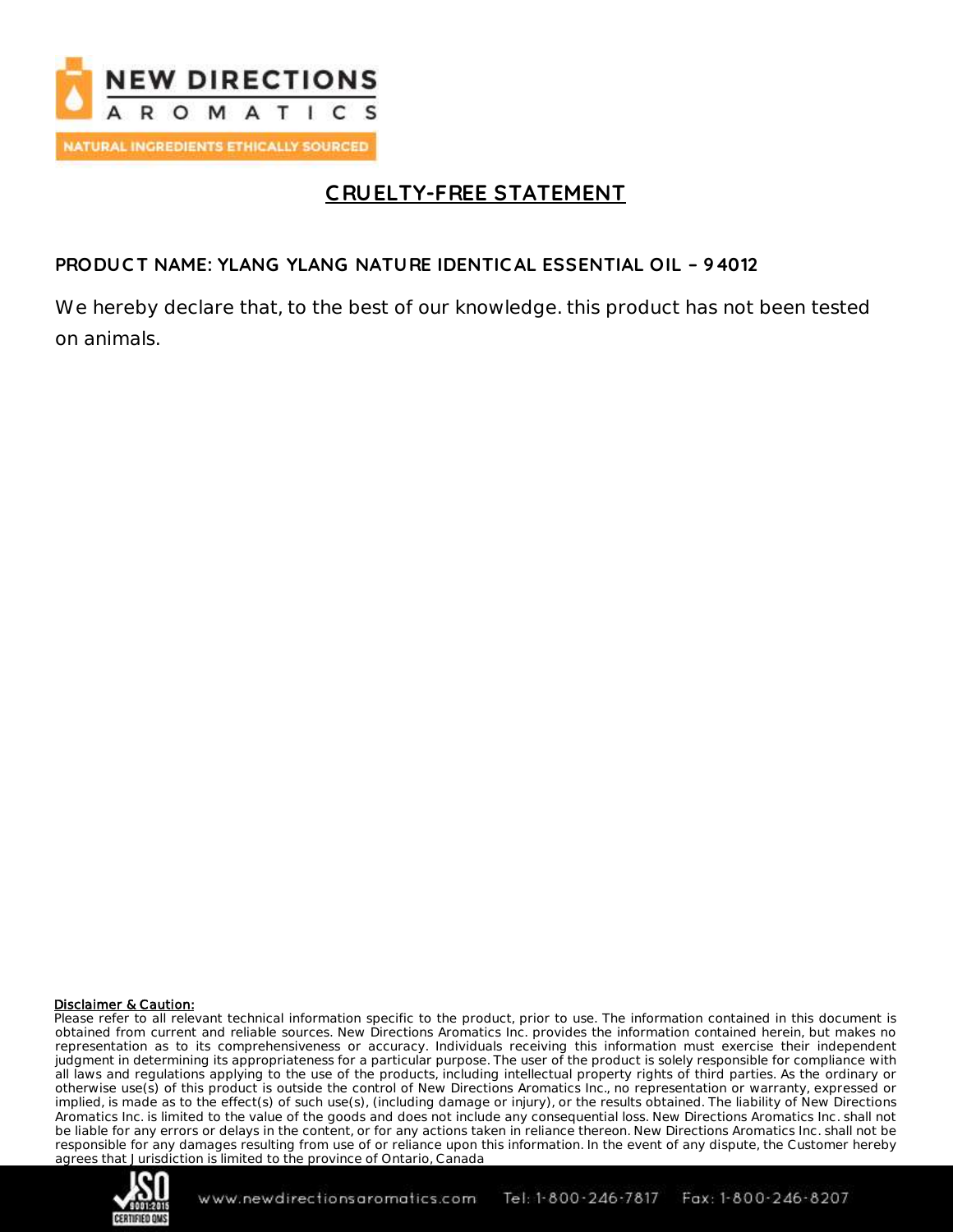# CRUELTY-FREE STATEMENT

**PRODUCT NAME: YLANG YLANG NATURE IDENTICAL ESSENTIAL OIL – 94012**

We hereby declare that, to the best of our knowledge. this product has not been tested on animals.

**Disclaimer & Caution:**

Please refer to all relevant technical information specific to the product, prior to use. The information contained in this document is obtained from current and reliable sources. New Directions Aromatics Inc. provides the information contained herein, but makes no representation as to its comprehensiveness or accuracy. Individuals receiving this information must exercise their independent judgment in determining its appropriateness for a particular purpose. The user of the product is solely responsible for compliance with all laws and regulations applying to the use of the products, including intellectual property rights of third parties. As the ordinary or otherwise use(s) of this product is outside the control of New Directions Aromatics Inc., no representation or warranty, expressed or implied, is made as to the effect(s) of such use(s), (including damage or injury), or the results obtained. The liability of New Directions Aromatics Inc. is limited to the value of the goods and does not include any consequential loss. New Directions Aromatics Inc. shall not be liable for any errors or delays in the content, or for any actions taken in reliance thereon. New Directions Aromatics Inc. shall not be responsible for any damages resulting from use of or reliance upon this information. In the event of any dispute, the Customer hereby agrees that Jurisdiction is limited to the province of Ontario, Canada

www.newdirectionsaromatics.com Tel: 1-800-246-7817 Fax: 1-800-246-8207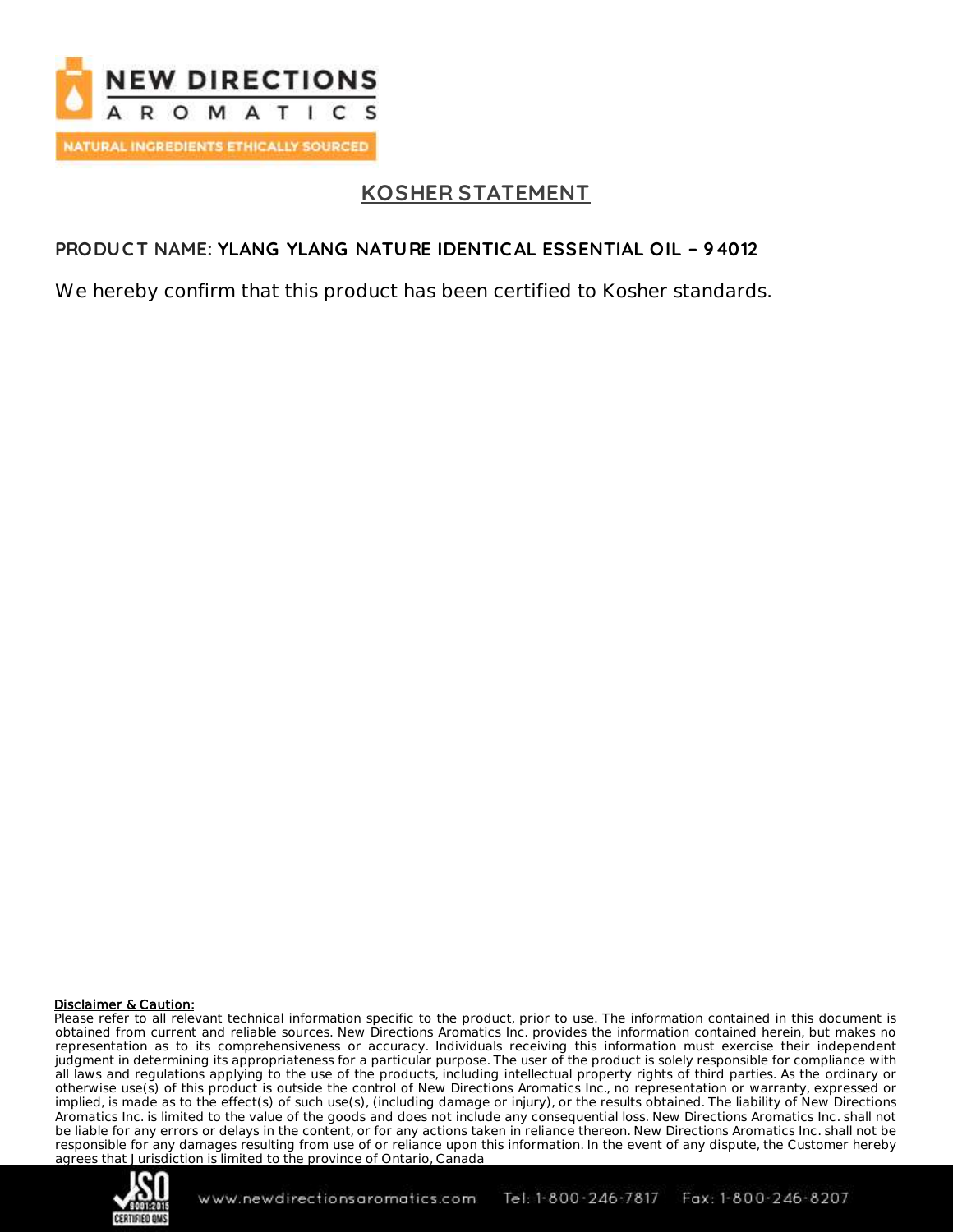# KOSHER STATEMENT

**PRODUCT NAME: YLANG YLANG NATURE IDENTICAL ESSENTIAL OIL – 94012**

We hereby confirm that this product has been certified to Kosher standards.

**Disclaimer & Caution:**

Please refer to all relevant technical information specific to the product, prior to use. The information contained in this document is obtained from current and reliable sources. New Directions Aromatics Inc. provides the information contained herein, but makes no representation as to its comprehensiveness or accuracy. Individuals receiving this information must exercise their independent judgment in determining its appropriateness for a particular purpose. The user of the product is solely responsible for compliance with all laws and regulations applying to the use of the products, including intellectual property rights of third parties. As the ordinary or otherwise use(s) of this product is outside the control of New Directions Aromatics Inc., no representation or warranty, expressed or implied, is made as to the effect(s) of such use(s), (including damage or injury), or the results obtained. The liability of New Directions Aromatics Inc. is limited to the value of the goods and does not include any consequential loss. New Directions Aromatics Inc. shall not be liable for any errors or delays in the content, or for any actions taken in reliance thereon. New Directions Aromatics Inc. shall not be responsible for any damages resulting from use of or reliance upon this information. In the event of any dispute, the Customer hereby agrees that Jurisdiction is limited to the province of Ontario, Canada

www.newdirectionsaromatics.com Tel: 1-800-246-7817 Fax: 1-800-246-8207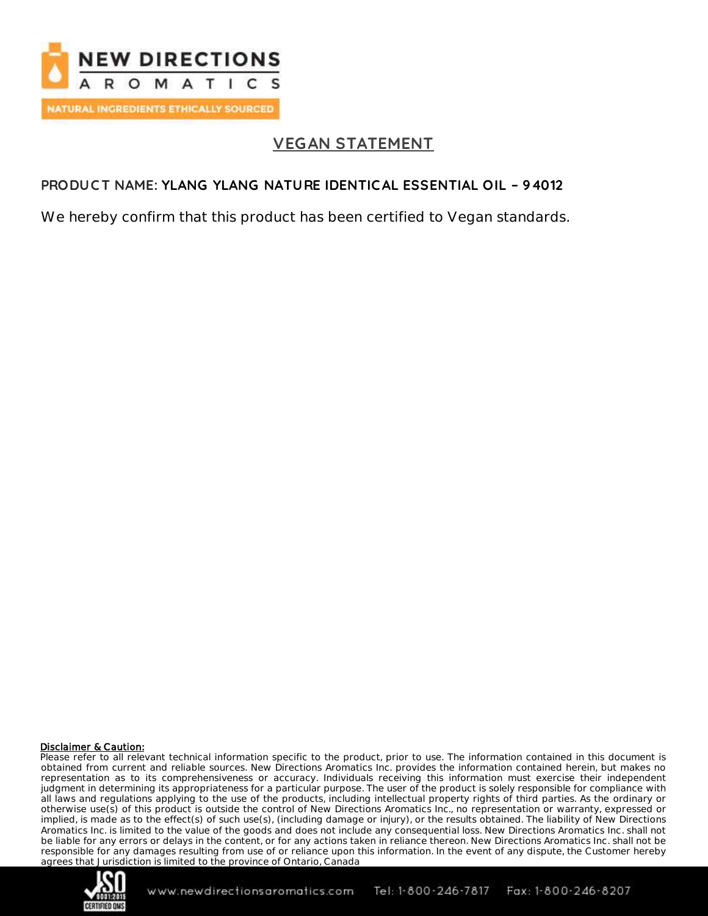# VEGAN STATEMENT

**PRODUCT NAME: YLANG YLANG NATURE IDENTICAL ESSENTIAL OIL – 94012**

We hereby confirm that this product has been certified to Vegan standards.

**Disclaimer & Caution:**
Please refer to all relevant technical information specific to the product, prior to use. The information contained in this document is obtained from current and reliable sources. New Directions Aromatics Inc. provides the information contained herein, but makes no representation as to its comprehensiveness or accuracy. Individuals receiving this information must exercise their independent judgment in determining its appropriateness for a particular purpose. The user of the product is solely responsible for compliance with all laws and regulations applying to the use of the products, including intellectual property rights of third parties. As the ordinary or otherwise use(s) of this product is outside the control of New Directions Aromatics Inc., no representation or warranty, expressed or implied, is made as to the effect(s) of such use(s), (including damage or injury), or the results obtained. The liability of New Directions Aromatics Inc. is limited to the value of the goods and does not include any consequential loss. New Directions Aromatics Inc. shall not be liable for any errors or delays in the content, or for any actions taken in reliance thereon. New Directions Aromatics Inc. shall not be responsible for any damages resulting from use of or reliance upon this information. In the event of any dispute, the Customer hereby agrees that Jurisdiction is limited to the province of Ontario, Canada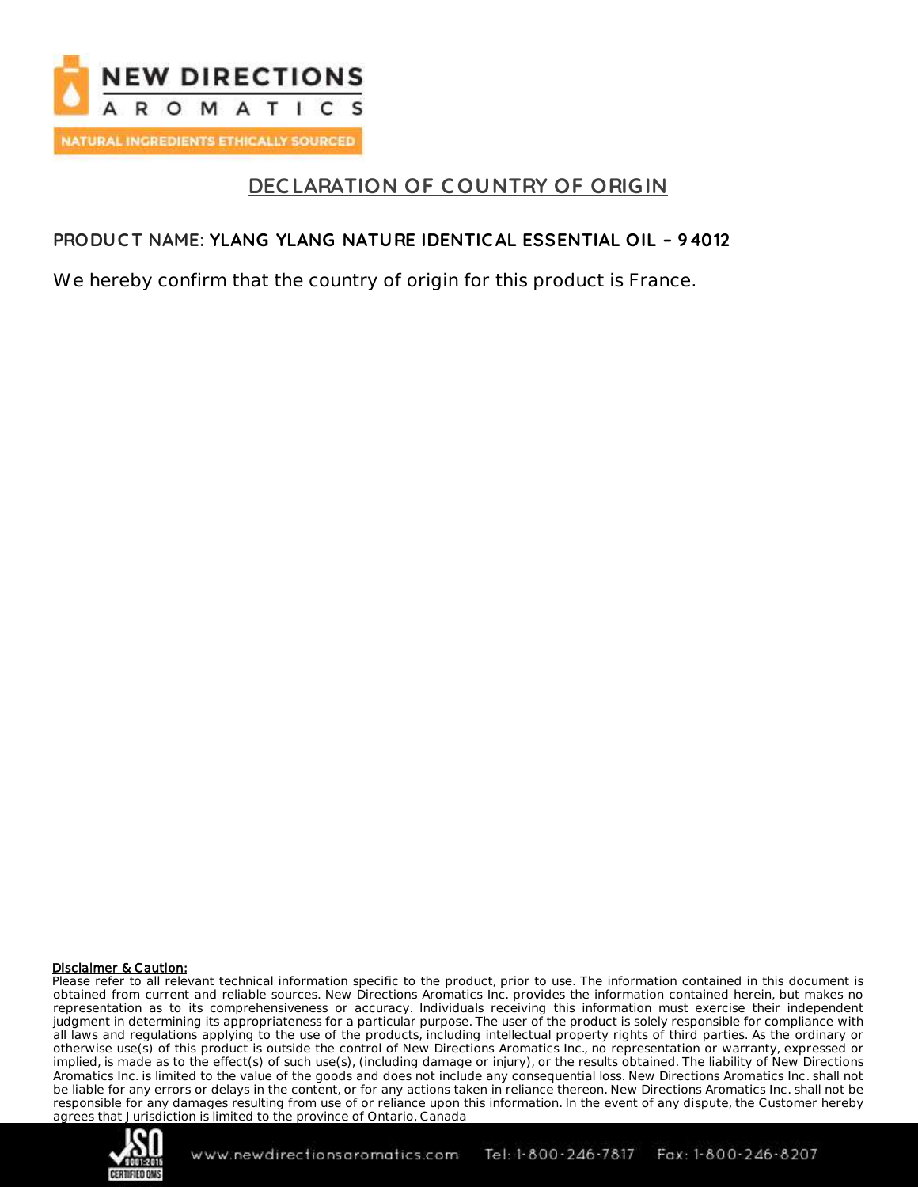NEW DIRECTIONS
AROMATICS
NATURAL INGREDIENTS ETHICALLY SOURCED

# DECLARATION OF COUNTRY OF ORIGIN

**PRODUCT NAME: YLANG YLANG NATURE IDENTICAL ESSENTIAL OIL – 94012**

We hereby confirm that the country of origin for this product is France.

**Disclaimer & Caution:**
Please refer to all relevant technical information specific to the product, prior to use. The information contained in this document is obtained from current and reliable sources. New Directions Aromatics Inc. provides the information contained herein, but makes no representation as to its comprehensiveness or accuracy. Individuals receiving this information must exercise their independent judgment in determining its appropriateness for a particular purpose. The user of the product is solely responsible for compliance with all laws and regulations applying to the use of the products, including intellectual property rights of third parties. As the ordinary or otherwise use(s) of this product is outside the control of New Directions Aromatics Inc., no representation or warranty, expressed or implied, is made as to the effect(s) of such use(s), (including damage or injury), or the results obtained. The liability of New Directions Aromatics Inc. is limited to the value of the goods and does not include any consequential loss. New Directions Aromatics Inc. shall not be liable for any errors or delays in the content, or for any actions taken in reliance thereon. New Directions Aromatics Inc. shall not be responsible for any damages resulting from use of or reliance upon this information. In the event of any dispute, the Customer hereby agrees that Jurisdiction is limited to the province of Ontario, Canada

ISO 9001:2015 CERTIFIED QMS

www.newdirectionsaromatics.com Tel: 1-800-246-7817 Fax: 1-800-246-8207